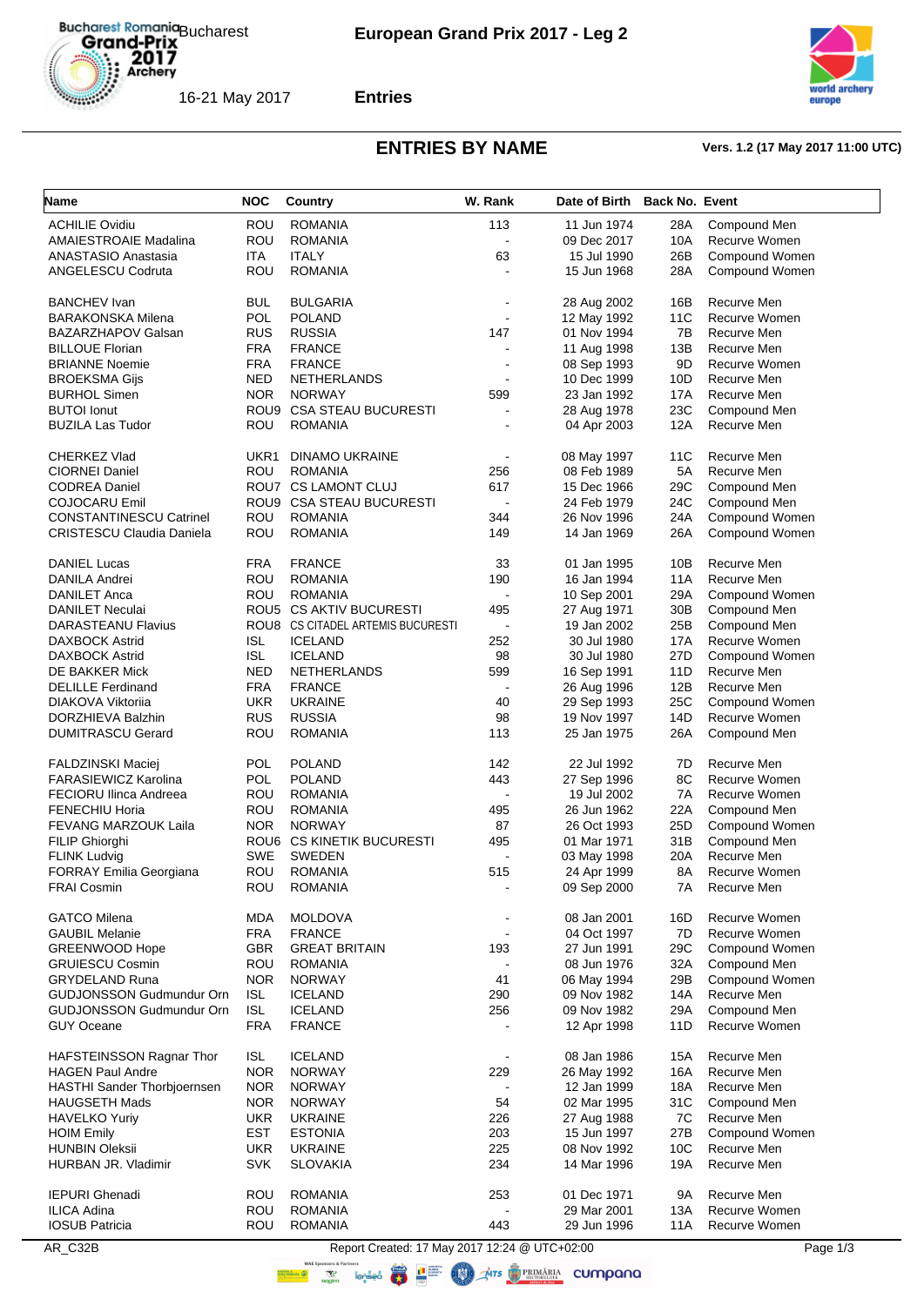# European Grand Prix 2017 - Leg 2

Bucharest

16-21 May 2017

**Entries**

## ENTRIES BY NAME

**Vers. 1.2 (17 May 2017 11:00 UTC)**

| Name | NOC | Country | W. Rank | Date of Birth | Back No. | Event |
|---|---|---|---|---|---|---|
| ACHILIE Ovidiu | ROU | ROMANIA | 113 | 11 Jun 1974 | 28A | Compound Men |
| AMAIESTROAIE Madalina | ROU | ROMANIA | - | 09 Dec 2017 | 10A | Recurve Women |
| ANASTASIO Anastasia | ITA | ITALY | 63 | 15 Jul 1990 | 26B | Compound Women |
| ANGELESCU Codruta | ROU | ROMANIA | - | 15 Jun 1968 | 28A | Compound Women |
| BANCHEV Ivan | BUL | BULGARIA | - | 28 Aug 2002 | 16B | Recurve Men |
| BARAKONSKA Milena | POL | POLAND | - | 12 May 1992 | 11C | Recurve Women |
| BAZARZHAPOV Galsan | RUS | RUSSIA | 147 | 01 Nov 1994 | 7B | Recurve Men |
| BILLOUE Florian | FRA | FRANCE | - | 11 Aug 1998 | 13B | Recurve Men |
| BRIANNE Noemie | FRA | FRANCE | - | 08 Sep 1993 | 9D | Recurve Women |
| BROEKSMA Gijs | NED | NETHERLANDS | - | 10 Dec 1999 | 10D | Recurve Men |
| BURHOL Simen | NOR | NORWAY | 599 | 23 Jan 1992 | 17A | Recurve Men |
| BUTOI Ionut | ROU9 | CSA STEAU BUCURESTI | - | 28 Aug 1978 | 23C | Compound Men |
| BUZILA Las Tudor | ROU | ROMANIA | - | 04 Apr 2003 | 12A | Recurve Men |
| CHERKEZ Vlad | UKR1 | DINAMO UKRAINE | - | 08 May 1997 | 11C | Recurve Men |
| CIORNEI Daniel | ROU | ROMANIA | 256 | 08 Feb 1989 | 5A | Recurve Men |
| CODREA Daniel | ROU7 | CS LAMONT CLUJ | 617 | 15 Dec 1966 | 29C | Compound Men |
| COJOCARU Emil | ROU9 | CSA STEAU BUCURESTI | - | 24 Feb 1979 | 24C | Compound Men |
| CONSTANTINESCU Catrinel | ROU | ROMANIA | 344 | 26 Nov 1996 | 24A | Compound Women |
| CRISTESCU Claudia Daniela | ROU | ROMANIA | 149 | 14 Jan 1969 | 26A | Compound Women |
| DANIEL Lucas | FRA | FRANCE | 33 | 01 Jan 1995 | 10B | Recurve Men |
| DANILA Andrei | ROU | ROMANIA | 190 | 16 Jan 1994 | 11A | Recurve Men |
| DANILET Anca | ROU | ROMANIA | - | 10 Sep 2001 | 29A | Compound Women |
| DANILET Neculai | ROU5 | CS AKTIV BUCURESTI | 495 | 27 Aug 1971 | 30B | Compound Men |
| DARASTEANU Flavius | ROU8 | CS CITADEL ARTEMIS BUCURESTI | - | 19 Jan 2002 | 25B | Compound Men |
| DAXBOCK Astrid | ISL | ICELAND | 252 | 30 Jul 1980 | 17A | Recurve Women |
| DAXBOCK Astrid | ISL | ICELAND | 98 | 30 Jul 1980 | 27D | Compound Women |
| DE BAKKER Mick | NED | NETHERLANDS | 599 | 16 Sep 1991 | 11D | Recurve Men |
| DELILLE Ferdinand | FRA | FRANCE | - | 26 Aug 1996 | 12B | Recurve Men |
| DIAKOVA Viktoriia | UKR | UKRAINE | 40 | 29 Sep 1993 | 25C | Compound Women |
| DORZHIEVA Balzhin | RUS | RUSSIA | 98 | 19 Nov 1997 | 14D | Recurve Women |
| DUMITRASCU Gerard | ROU | ROMANIA | 113 | 25 Jan 1975 | 26A | Compound Men |
| FALDZINSKI Maciej | POL | POLAND | 142 | 22 Jul 1992 | 7D | Recurve Men |
| FARASIEWICZ Karolina | POL | POLAND | 443 | 27 Sep 1996 | 8C | Recurve Women |
| FECIORU Ilinca Andreea | ROU | ROMANIA | - | 19 Jul 2002 | 7A | Recurve Women |
| FENECHIU Horia | ROU | ROMANIA | 495 | 26 Jun 1962 | 22A | Compound Men |
| FEVANG MARZOUK Laila | NOR | NORWAY | 87 | 26 Oct 1993 | 25D | Compound Women |
| FILIP Ghiorghi | ROU6 | CS KINETIK BUCURESTI | 495 | 01 Mar 1971 | 31B | Compound Men |
| FLINK Ludvig | SWE | SWEDEN | - | 03 May 1998 | 20A | Recurve Men |
| FORRAY Emilia Georgiana | ROU | ROMANIA | 515 | 24 Apr 1999 | 8A | Recurve Women |
| FRAI Cosmin | ROU | ROMANIA | - | 09 Sep 2000 | 7A | Recurve Men |
| GATCO Milena | MDA | MOLDOVA | - | 08 Jan 2001 | 16D | Recurve Women |
| GAUBIL Melanie | FRA | FRANCE | - | 04 Oct 1997 | 7D | Recurve Women |
| GREENWOOD Hope | GBR | GREAT BRITAIN | 193 | 27 Jun 1991 | 29C | Compound Women |
| GRUIESCU Cosmin | ROU | ROMANIA | - | 08 Jun 1976 | 32A | Compound Men |
| GRYDELAND Runa | NOR | NORWAY | 41 | 06 May 1994 | 29B | Compound Women |
| GUDJONSSON Gudmundur Orn | ISL | ICELAND | 290 | 09 Nov 1982 | 14A | Recurve Men |
| GUDJONSSON Gudmundur Orn | ISL | ICELAND | 256 | 09 Nov 1982 | 29A | Compound Men |
| GUY Oceane | FRA | FRANCE | - | 12 Apr 1998 | 11D | Recurve Women |
| HAFSTEINSSON Ragnar Thor | ISL | ICELAND | - | 08 Jan 1986 | 15A | Recurve Men |
| HAGEN Paul Andre | NOR | NORWAY | 229 | 26 May 1992 | 16A | Recurve Men |
| HASTHI Sander Thorbjoernsen | NOR | NORWAY | - | 12 Jan 1999 | 18A | Recurve Men |
| HAUGSETH Mads | NOR | NORWAY | 54 | 02 Mar 1995 | 31C | Compound Men |
| HAVELKO Yuriy | UKR | UKRAINE | 226 | 27 Aug 1988 | 7C | Recurve Men |
| HOIM Emily | EST | ESTONIA | 203 | 15 Jun 1997 | 27B | Compound Women |
| HUNBIN Oleksii | UKR | UKRAINE | 225 | 08 Nov 1992 | 10C | Recurve Men |
| HURBAN JR. Vladimir | SVK | SLOVAKIA | 234 | 14 Mar 1996 | 19A | Recurve Men |
| IEPURI Ghenadi | ROU | ROMANIA | 253 | 01 Dec 1971 | 9A | Recurve Men |
| ILICA Adina | ROU | ROMANIA | - | 29 Mar 2001 | 13A | Recurve Women |
| IOSUB Patricia | ROU | ROMANIA | 443 | 29 Jun 1996 | 11A | Recurve Women |

AR_C32B Report Created: 17 May 2017 12:24 @ UTC+02:00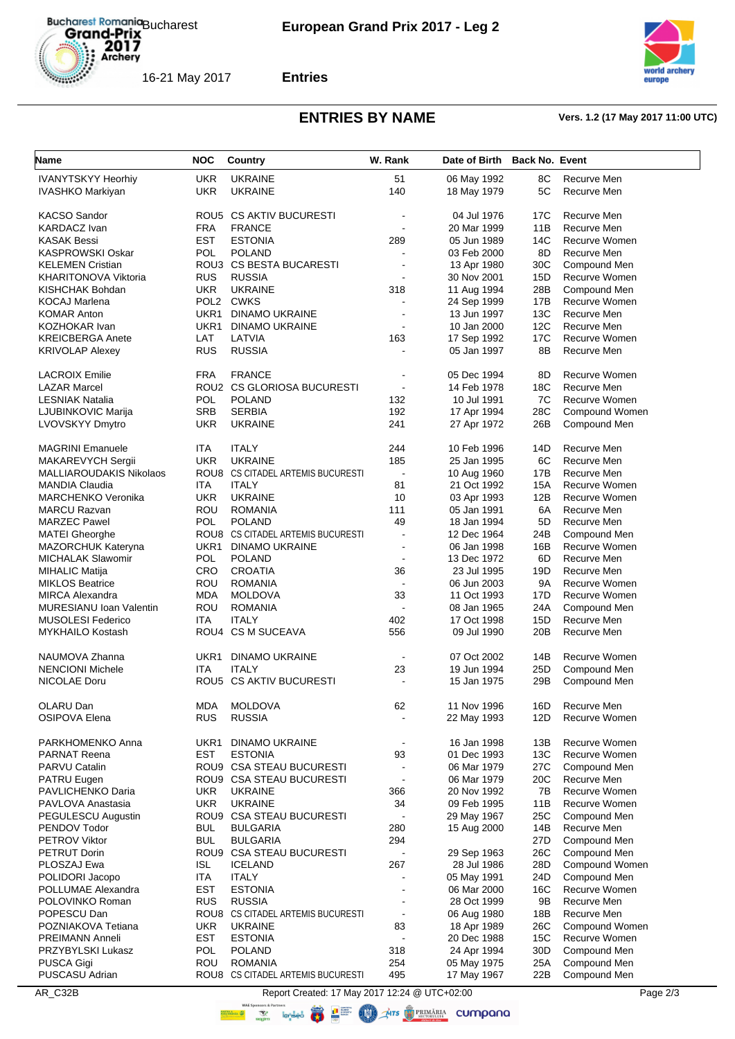## ENTRIES BY NAME

Vers. 1.2 (17 May 2017 11:00 UTC)

| Name | NOC | Country | W. Rank | Date of Birth | Back No. | Event |
|---|---|---|---|---|---|---|
| IVANYTSKYY Heorhiy | UKR | UKRAINE | 51 | 06 May 1992 | 8C | Recurve Men |
| IVASHKO Markiyan | UKR | UKRAINE | 140 | 18 May 1979 | 5C | Recurve Men |
| KACSO Sandor | ROU5 | CS AKTIV BUCURESTI | - | 04 Jul 1976 | 17C | Recurve Men |
| KARDACZ Ivan | FRA | FRANCE | - | 20 Mar 1999 | 11B | Recurve Men |
| KASAK Bessi | EST | ESTONIA | 289 | 05 Jun 1989 | 14C | Recurve Women |
| KASPROWSKI Oskar | POL | POLAND | - | 03 Feb 2000 | 8D | Recurve Men |
| KELEMEN Cristian | ROU3 | CS BESTA BUCARESTI | - | 13 Apr 1980 | 30C | Compound Men |
| KHARITONOVA Viktoria | RUS | RUSSIA | - | 30 Nov 2001 | 15D | Recurve Women |
| KISHCHAK Bohdan | UKR | UKRAINE | 318 | 11 Aug 1994 | 28B | Compound Men |
| KOCAJ Marlena | POL2 | CWKS | - | 24 Sep 1999 | 17B | Recurve Women |
| KOMAR Anton | UKR1 | DINAMO UKRAINE | - | 13 Jun 1997 | 13C | Recurve Men |
| KOZHOKAR Ivan | UKR1 | DINAMO UKRAINE | - | 10 Jan 2000 | 12C | Recurve Men |
| KREICBERGA Anete | LAT | LATVIA | 163 | 17 Sep 1992 | 17C | Recurve Women |
| KRIVOLAP Alexey | RUS | RUSSIA | - | 05 Jan 1997 | 8B | Recurve Men |
| LACROIX Emilie | FRA | FRANCE | - | 05 Dec 1994 | 8D | Recurve Women |
| LAZAR Marcel | ROU2 | CS GLORIOSA BUCURESTI | - | 14 Feb 1978 | 18C | Recurve Men |
| LESNIAK Natalia | POL | POLAND | 132 | 10 Jul 1991 | 7C | Recurve Women |
| LJUBINKOVIC Marija | SRB | SERBIA | 192 | 17 Apr 1994 | 28C | Compound Women |
| LVOVSKYY Dmytro | UKR | UKRAINE | 241 | 27 Apr 1972 | 26B | Compound Men |
| MAGRINI Emanuele | ITA | ITALY | 244 | 10 Feb 1996 | 14D | Recurve Men |
| MAKAREVYCH Sergii | UKR | UKRAINE | 185 | 25 Jan 1995 | 6C | Recurve Men |
| MALLIAROUDAKIS Nikolaos | ROU8 | CS CITADEL ARTEMIS BUCURESTI | - | 10 Aug 1960 | 17B | Recurve Men |
| MANDIA Claudia | ITA | ITALY | 81 | 21 Oct 1992 | 15A | Recurve Women |
| MARCHENKO Veronika | UKR | UKRAINE | 10 | 03 Apr 1993 | 12B | Recurve Women |
| MARCU Razvan | ROU | ROMANIA | 111 | 05 Jan 1991 | 6A | Recurve Men |
| MARZEC Pawel | POL | POLAND | 49 | 18 Jan 1994 | 5D | Recurve Men |
| MATEI Gheorghe | ROU8 | CS CITADEL ARTEMIS BUCURESTI | - | 12 Dec 1964 | 24B | Compound Men |
| MAZORCHUK Kateryna | UKR1 | DINAMO UKRAINE | - | 06 Jan 1998 | 16B | Recurve Women |
| MICHALAK Slawomir | POL | POLAND | - | 13 Dec 1972 | 6D | Recurve Men |
| MIHALIC Matija | CRO | CROATIA | 36 | 23 Jul 1995 | 19D | Recurve Men |
| MIKLOS Beatrice | ROU | ROMANIA | - | 06 Jun 2003 | 9A | Recurve Women |
| MIRCA Alexandra | MDA | MOLDOVA | 33 | 11 Oct 1993 | 17D | Recurve Women |
| MURESIANU Ioan Valentin | ROU | ROMANIA | - | 08 Jan 1965 | 24A | Compound Men |
| MUSOLESI Federico | ITA | ITALY | 402 | 17 Oct 1998 | 15D | Recurve Men |
| MYKHAILO Kostash | ROU4 | CS M SUCEAVA | 556 | 09 Jul 1990 | 20B | Recurve Men |
| NAUMOVA Zhanna | UKR1 | DINAMO UKRAINE | - | 07 Oct 2002 | 14B | Recurve Women |
| NENCIONI Michele | ITA | ITALY | 23 | 19 Jun 1994 | 25D | Compound Men |
| NICOLAE Doru | ROU5 | CS AKTIV BUCURESTI | - | 15 Jan 1975 | 29B | Compound Men |
| OLARU Dan | MDA | MOLDOVA | 62 | 11 Nov 1996 | 16D | Recurve Men |
| OSIPOVA Elena | RUS | RUSSIA | - | 22 May 1993 | 12D | Recurve Women |
| PARKHOMENKO Anna | UKR1 | DINAMO UKRAINE | - | 16 Jan 1998 | 13B | Recurve Women |
| PARNAT Reena | EST | ESTONIA | 93 | 01 Dec 1993 | 13C | Recurve Women |
| PARVU Catalin | ROU9 | CSA STEAU BUCURESTI | - | 06 Mar 1979 | 27C | Compound Men |
| PATRU Eugen | ROU9 | CSA STEAU BUCURESTI | - | 06 Mar 1979 | 20C | Recurve Men |
| PAVLICHENKO Daria | UKR | UKRAINE | 366 | 20 Nov 1992 | 7B | Recurve Women |
| PAVLOVA Anastasia | UKR | UKRAINE | 34 | 09 Feb 1995 | 11B | Recurve Women |
| PEGULESCU Augustin | ROU9 | CSA STEAU BUCURESTI | - | 29 May 1967 | 25C | Compound Men |
| PENDOV Todor | BUL | BULGARIA | 280 | 15 Aug 2000 | 14B | Recurve Men |
| PETROV Viktor | BUL | BULGARIA | 294 | | 27D | Compound Men |
| PETRUT Dorin | ROU9 | CSA STEAU BUCURESTI | - | 29 Sep 1963 | 26C | Compound Men |
| PLOSZAJ Ewa | ISL | ICELAND | 267 | 28 Jul 1986 | 28D | Compound Women |
| POLIDORI Jacopo | ITA | ITALY | - | 05 May 1991 | 24D | Compound Men |
| POLLUMAE Alexandra | EST | ESTONIA | - | 06 Mar 2000 | 16C | Recurve Women |
| POLOVINKO Roman | RUS | RUSSIA | - | 28 Oct 1999 | 9B | Recurve Men |
| POPESCU Dan | ROU8 | CS CITADEL ARTEMIS BUCURESTI | - | 06 Aug 1980 | 18B | Recurve Men |
| POZNIAKOVA Tetiana | UKR | UKRAINE | 83 | 18 Apr 1989 | 26C | Compound Women |
| PREIMANN Anneli | EST | ESTONIA | - | 20 Dec 1988 | 15C | Recurve Women |
| PRZYBYLSKI Lukasz | POL | POLAND | 318 | 24 Apr 1994 | 30D | Compound Men |
| PUSCA Gigi | ROU | ROMANIA | 254 | 05 May 1975 | 25A | Compound Men |
| PUSCASU Adrian | ROU8 | CS CITADEL ARTEMIS BUCURESTI | 495 | 17 May 1967 | 22B | Compound Men |

AR_C32B — Report Created: 17 May 2017 12:24 @ UTC+02:00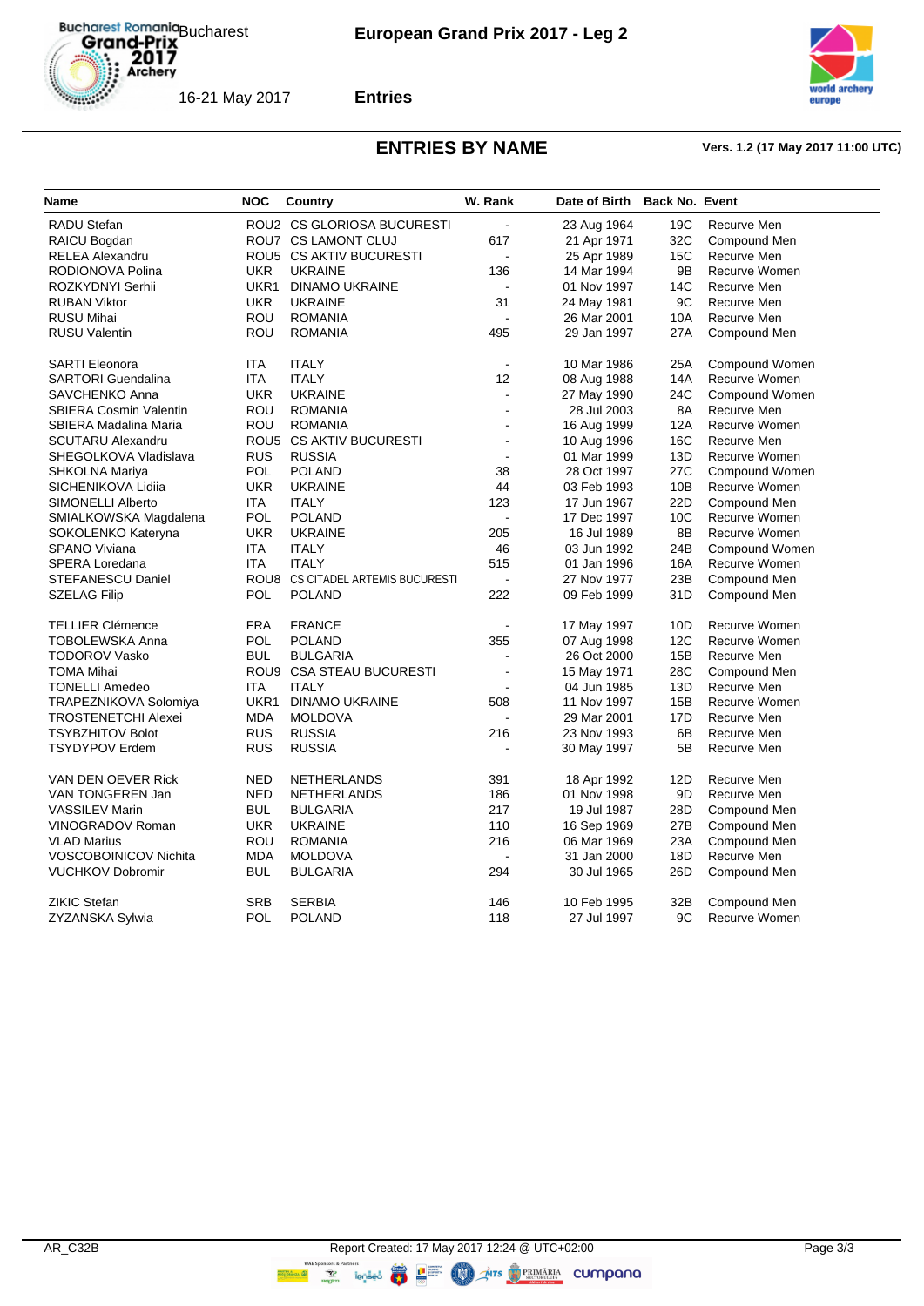## ENTRIES BY NAME

Vers. 1.2 (17 May 2017 11:00 UTC)

| Name | NOC | Country | W. Rank | Date of Birth | Back No. | Event |
|---|---|---|---|---|---|---|
| RADU Stefan | ROU2 | CS GLORIOSA BUCURESTI | - | 23 Aug 1964 | 19C | Recurve Men |
| RAICU Bogdan | ROU7 | CS LAMONT CLUJ | 617 | 21 Apr 1971 | 32C | Compound Men |
| RELEA Alexandru | ROU5 | CS AKTIV BUCURESTI | - | 25 Apr 1989 | 15C | Recurve Men |
| RODIONOVA Polina | UKR | UKRAINE | 136 | 14 Mar 1994 | 9B | Recurve Women |
| ROZKYDNYI Serhii | UKR1 | DINAMO UKRAINE | - | 01 Nov 1997 | 14C | Recurve Men |
| RUBAN Viktor | UKR | UKRAINE | 31 | 24 May 1981 | 9C | Recurve Men |
| RUSU Mihai | ROU | ROMANIA | - | 26 Mar 2001 | 10A | Recurve Men |
| RUSU Valentin | ROU | ROMANIA | 495 | 29 Jan 1997 | 27A | Compound Men |
| SARTI Eleonora | ITA | ITALY | - | 10 Mar 1986 | 25A | Compound Women |
| SARTORI Guendalina | ITA | ITALY | 12 | 08 Aug 1988 | 14A | Recurve Women |
| SAVCHENKO Anna | UKR | UKRAINE | - | 27 May 1990 | 24C | Compound Women |
| SBIERA Cosmin Valentin | ROU | ROMANIA | - | 28 Jul 2003 | 8A | Recurve Men |
| SBIERA Madalina Maria | ROU | ROMANIA | - | 16 Aug 1999 | 12A | Recurve Women |
| SCUTARU Alexandru | ROU5 | CS AKTIV BUCURESTI | - | 10 Aug 1996 | 16C | Recurve Men |
| SHEGOLKOVA Vladislava | RUS | RUSSIA | - | 01 Mar 1999 | 13D | Recurve Women |
| SHKOLNA Mariya | POL | POLAND | 38 | 28 Oct 1997 | 27C | Compound Women |
| SICHENIKOVA Lidiia | UKR | UKRAINE | 44 | 03 Feb 1993 | 10B | Recurve Women |
| SIMONELLI Alberto | ITA | ITALY | 123 | 17 Jun 1967 | 22D | Compound Men |
| SMIALKOWSKA Magdalena | POL | POLAND | - | 17 Dec 1997 | 10C | Recurve Women |
| SOKOLENKO Kateryna | UKR | UKRAINE | 205 | 16 Jul 1989 | 8B | Recurve Women |
| SPANO Viviana | ITA | ITALY | 46 | 03 Jun 1992 | 24B | Compound Women |
| SPERA Loredana | ITA | ITALY | 515 | 01 Jan 1996 | 16A | Recurve Women |
| STEFANESCU Daniel | ROU8 | CS CITADEL ARTEMIS BUCURESTI | - | 27 Nov 1977 | 23B | Compound Men |
| SZELAG Filip | POL | POLAND | 222 | 09 Feb 1999 | 31D | Compound Men |
| TELLIER Clémence | FRA | FRANCE | - | 17 May 1997 | 10D | Recurve Women |
| TOBOLEWSKA Anna | POL | POLAND | 355 | 07 Aug 1998 | 12C | Recurve Women |
| TODOROV Vasko | BUL | BULGARIA | - | 26 Oct 2000 | 15B | Recurve Men |
| TOMA Mihai | ROU9 | CSA STEAU BUCURESTI | - | 15 May 1971 | 28C | Compound Men |
| TONELLI Amedeo | ITA | ITALY | - | 04 Jun 1985 | 13D | Recurve Men |
| TRAPEZNIKOVA Solomiya | UKR1 | DINAMO UKRAINE | 508 | 11 Nov 1997 | 15B | Recurve Women |
| TROSTENETCHI Alexei | MDA | MOLDOVA | - | 29 Mar 2001 | 17D | Recurve Men |
| TSYBZHITOV Bolot | RUS | RUSSIA | 216 | 23 Nov 1993 | 6B | Recurve Men |
| TSYDYPOV Erdem | RUS | RUSSIA | - | 30 May 1997 | 5B | Recurve Men |
| VAN DEN OEVER Rick | NED | NETHERLANDS | 391 | 18 Apr 1992 | 12D | Recurve Men |
| VAN TONGEREN Jan | NED | NETHERLANDS | 186 | 01 Nov 1998 | 9D | Recurve Men |
| VASSILEV Marin | BUL | BULGARIA | 217 | 19 Jul 1987 | 28D | Compound Men |
| VINOGRADOV Roman | UKR | UKRAINE | 110 | 16 Sep 1969 | 27B | Compound Men |
| VLAD Marius | ROU | ROMANIA | 216 | 06 Mar 1969 | 23A | Compound Men |
| VOSCOBOINICOV Nichita | MDA | MOLDOVA | - | 31 Jan 2000 | 18D | Recurve Men |
| VUCHKOV Dobromir | BUL | BULGARIA | 294 | 30 Jul 1965 | 26D | Compound Men |
| ZIKIC Stefan | SRB | SERBIA | 146 | 10 Feb 1995 | 32B | Compound Men |
| ZYZANSKA Sylwia | POL | POLAND | 118 | 27 Jul 1997 | 9C | Recurve Women |

AR_C32B

Report Created: 17 May 2017 12:24 @ UTC+02:00